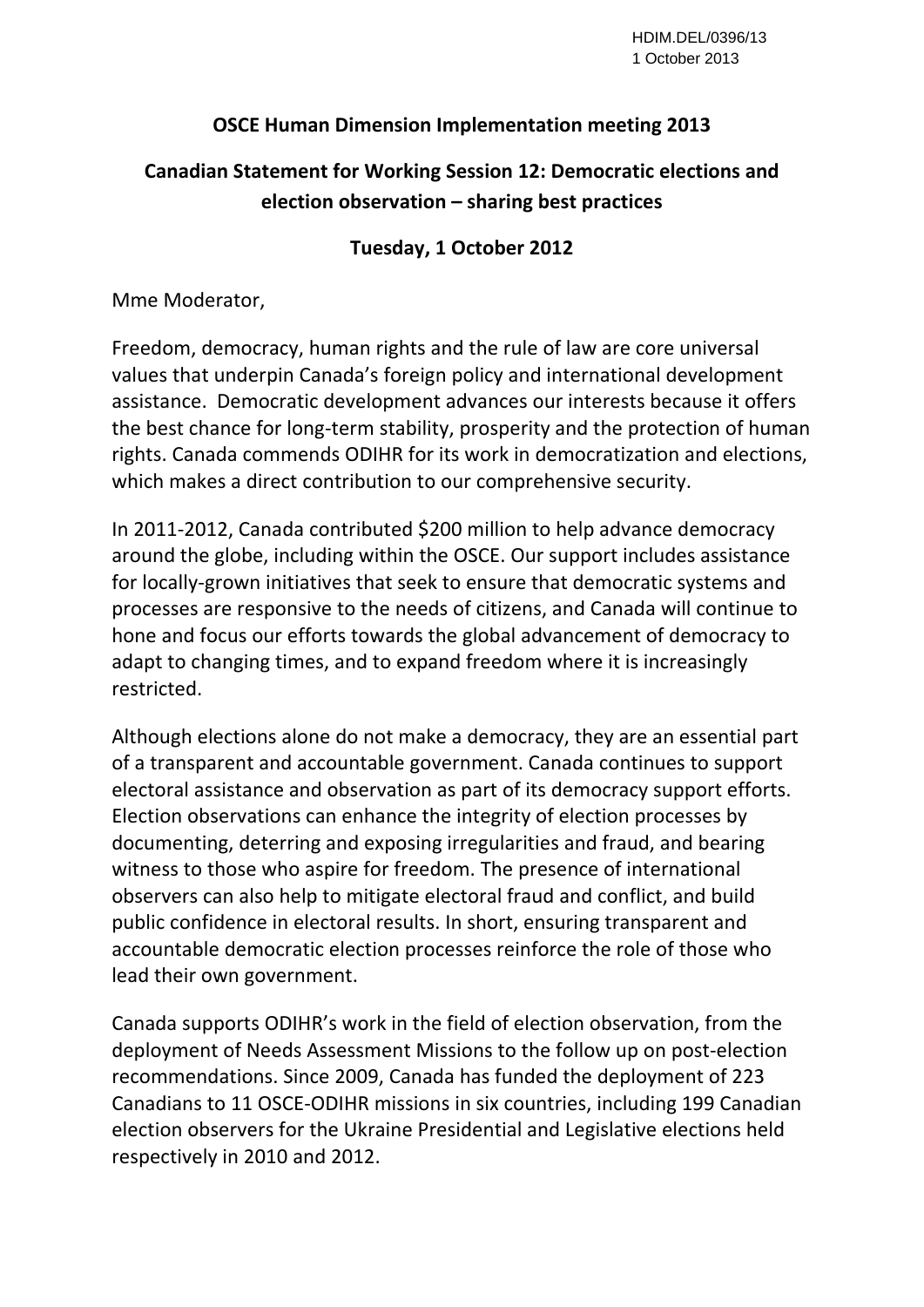HDIM.DEL/0396/13
1 October 2013

**OSCE Human Dimension Implementation meeting 2013**

**Canadian Statement for Working Session 12: Democratic elections and election observation – sharing best practices**

**Tuesday, 1 October 2012**

Mme Moderator,

Freedom, democracy, human rights and the rule of law are core universal values that underpin Canada's foreign policy and international development assistance. Democratic development advances our interests because it offers the best chance for long-term stability, prosperity and the protection of human rights. Canada commends ODIHR for its work in democratization and elections, which makes a direct contribution to our comprehensive security.

In 2011-2012, Canada contributed $200 million to help advance democracy around the globe, including within the OSCE. Our support includes assistance for locally-grown initiatives that seek to ensure that democratic systems and processes are responsive to the needs of citizens, and Canada will continue to hone and focus our efforts towards the global advancement of democracy to adapt to changing times, and to expand freedom where it is increasingly restricted.

Although elections alone do not make a democracy, they are an essential part of a transparent and accountable government. Canada continues to support electoral assistance and observation as part of its democracy support efforts. Election observations can enhance the integrity of election processes by documenting, deterring and exposing irregularities and fraud, and bearing witness to those who aspire for freedom. The presence of international observers can also help to mitigate electoral fraud and conflict, and build public confidence in electoral results. In short, ensuring transparent and accountable democratic election processes reinforce the role of those who lead their own government.

Canada supports ODIHR's work in the field of election observation, from the deployment of Needs Assessment Missions to the follow up on post-election recommendations. Since 2009, Canada has funded the deployment of 223 Canadians to 11 OSCE-ODIHR missions in six countries, including 199 Canadian election observers for the Ukraine Presidential and Legislative elections held respectively in 2010 and 2012.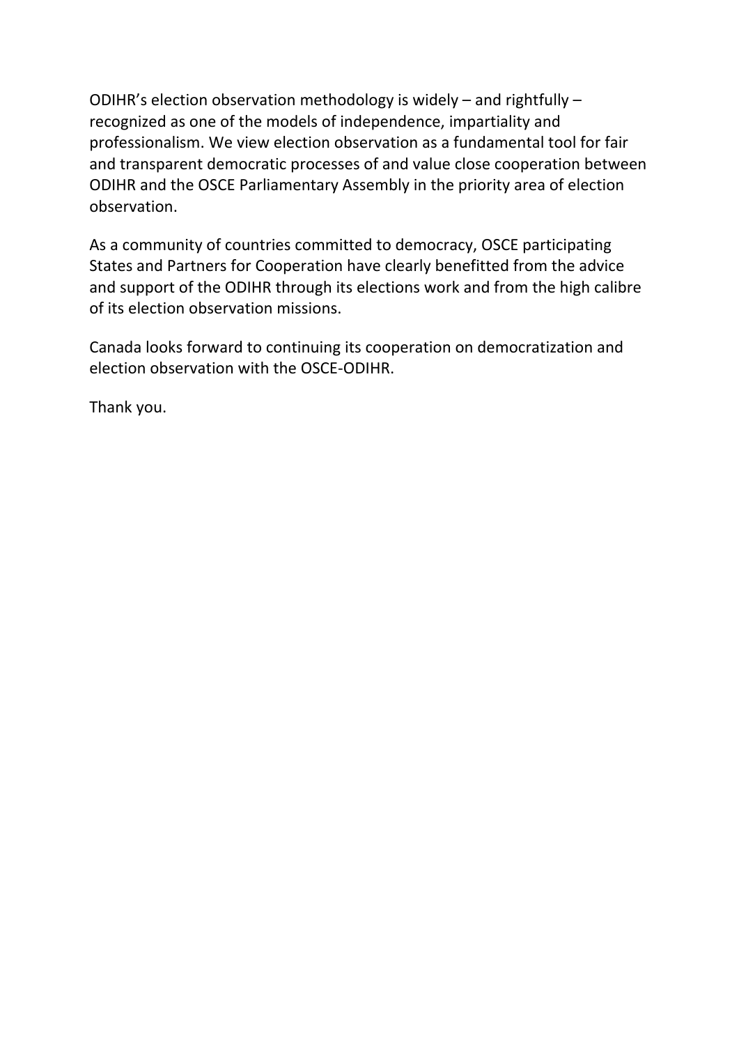ODIHR’s election observation methodology is widely – and rightfully – recognized as one of the models of independence, impartiality and professionalism. We view election observation as a fundamental tool for fair and transparent democratic processes of and value close cooperation between ODIHR and the OSCE Parliamentary Assembly in the priority area of election observation.

As a community of countries committed to democracy, OSCE participating States and Partners for Cooperation have clearly benefitted from the advice and support of the ODIHR through its elections work and from the high calibre of its election observation missions.

Canada looks forward to continuing its cooperation on democratization and election observation with the OSCE-ODIHR.

Thank you.